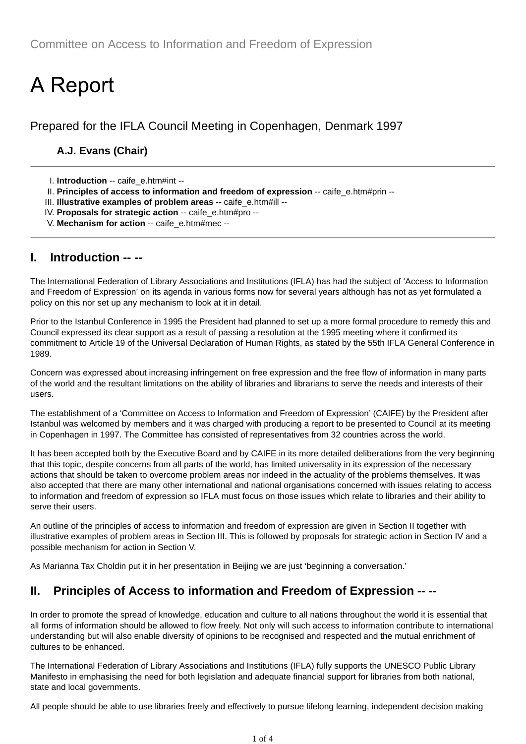Committee on Access to Information and Freedom of Expression

# A Report

## Prepared for the IFLA Council Meeting in Copenhagen, Denmark 1997

**A.J. Evans (Chair)**

---

I. **Introduction** -- caife_e.htm#int --
II. **Principles of access to information and freedom of expression** -- caife_e.htm#prin --
III. **Illustrative examples of problem areas** -- caife_e.htm#ill --
IV. **Proposals for strategic action** -- caife_e.htm#pro --
V. **Mechanism for action** -- caife_e.htm#mec --

---

## I. Introduction -- --

The International Federation of Library Associations and Institutions (IFLA) has had the subject of 'Access to Information and Freedom of Expression' on its agenda in various forms now for several years although has not as yet formulated a policy on this nor set up any mechanism to look at it in detail.

Prior to the Istanbul Conference in 1995 the President had planned to set up a more formal procedure to remedy this and Council expressed its clear support as a result of passing a resolution at the 1995 meeting where it confirmed its commitment to Article 19 of the Universal Declaration of Human Rights, as stated by the 55th IFLA General Conference in 1989.

Concern was expressed about increasing infringement on free expression and the free flow of information in many parts of the world and the resultant limitations on the ability of libraries and librarians to serve the needs and interests of their users.

The establishment of a 'Committee on Access to Information and Freedom of Expression' (CAIFE) by the President after Istanbul was welcomed by members and it was charged with producing a report to be presented to Council at its meeting in Copenhagen in 1997. The Committee has consisted of representatives from 32 countries across the world.

It has been accepted both by the Executive Board and by CAIFE in its more detailed deliberations from the very beginning that this topic, despite concerns from all parts of the world, has limited universality in its expression of the necessary actions that should be taken to overcome problem areas nor indeed in the actuality of the problems themselves. It was also accepted that there are many other international and national organisations concerned with issues relating to access to information and freedom of expression so IFLA must focus on those issues which relate to libraries and their ability to serve their users.

An outline of the principles of access to information and freedom of expression are given in Section II together with illustrative examples of problem areas in Section III. This is followed by proposals for strategic action in Section IV and a possible mechanism for action in Section V.

As Marianna Tax Choldin put it in her presentation in Beijing we are just 'beginning a conversation.'

## II. Principles of Access to information and Freedom of Expression -- --

In order to promote the spread of knowledge, education and culture to all nations throughout the world it is essential that all forms of information should be allowed to flow freely. Not only will such access to information contribute to international understanding but will also enable diversity of opinions to be recognised and respected and the mutual enrichment of cultures to be enhanced.

The International Federation of Library Associations and Institutions (IFLA) fully supports the UNESCO Public Library Manifesto in emphasising the need for both legislation and adequate financial support for libraries from both national, state and local governments.

All people should be able to use libraries freely and effectively to pursue lifelong learning, independent decision making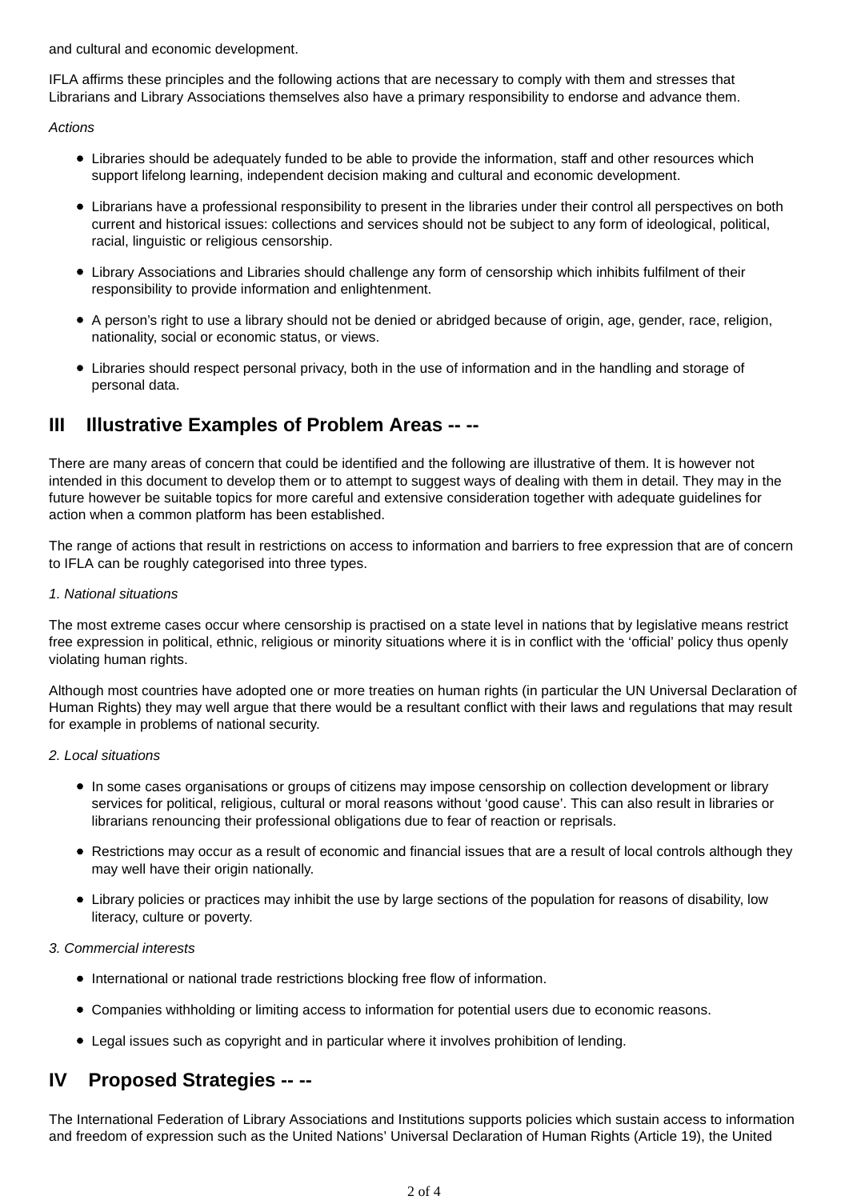and cultural and economic development.

IFLA affirms these principles and the following actions that are necessary to comply with them and stresses that Librarians and Library Associations themselves also have a primary responsibility to endorse and advance them.

*Actions*

- Libraries should be adequately funded to be able to provide the information, staff and other resources which support lifelong learning, independent decision making and cultural and economic development.
- Librarians have a professional responsibility to present in the libraries under their control all perspectives on both current and historical issues: collections and services should not be subject to any form of ideological, political, racial, linguistic or religious censorship.
- Library Associations and Libraries should challenge any form of censorship which inhibits fulfilment of their responsibility to provide information and enlightenment.
- A person's right to use a library should not be denied or abridged because of origin, age, gender, race, religion, nationality, social or economic status, or views.
- Libraries should respect personal privacy, both in the use of information and in the handling and storage of personal data.

## III Illustrative Examples of Problem Areas -- --

There are many areas of concern that could be identified and the following are illustrative of them. It is however not intended in this document to develop them or to attempt to suggest ways of dealing with them in detail. They may in the future however be suitable topics for more careful and extensive consideration together with adequate guidelines for action when a common platform has been established.

The range of actions that result in restrictions on access to information and barriers to free expression that are of concern to IFLA can be roughly categorised into three types.

*1. National situations*

The most extreme cases occur where censorship is practised on a state level in nations that by legislative means restrict free expression in political, ethnic, religious or minority situations where it is in conflict with the 'official' policy thus openly violating human rights.

Although most countries have adopted one or more treaties on human rights (in particular the UN Universal Declaration of Human Rights) they may well argue that there would be a resultant conflict with their laws and regulations that may result for example in problems of national security.

*2. Local situations*

- In some cases organisations or groups of citizens may impose censorship on collection development or library services for political, religious, cultural or moral reasons without 'good cause'. This can also result in libraries or librarians renouncing their professional obligations due to fear of reaction or reprisals.
- Restrictions may occur as a result of economic and financial issues that are a result of local controls although they may well have their origin nationally.
- Library policies or practices may inhibit the use by large sections of the population for reasons of disability, low literacy, culture or poverty.

*3. Commercial interests*

- International or national trade restrictions blocking free flow of information.
- Companies withholding or limiting access to information for potential users due to economic reasons.
- Legal issues such as copyright and in particular where it involves prohibition of lending.

## IV Proposed Strategies -- --

The International Federation of Library Associations and Institutions supports policies which sustain access to information and freedom of expression such as the United Nations' Universal Declaration of Human Rights (Article 19), the United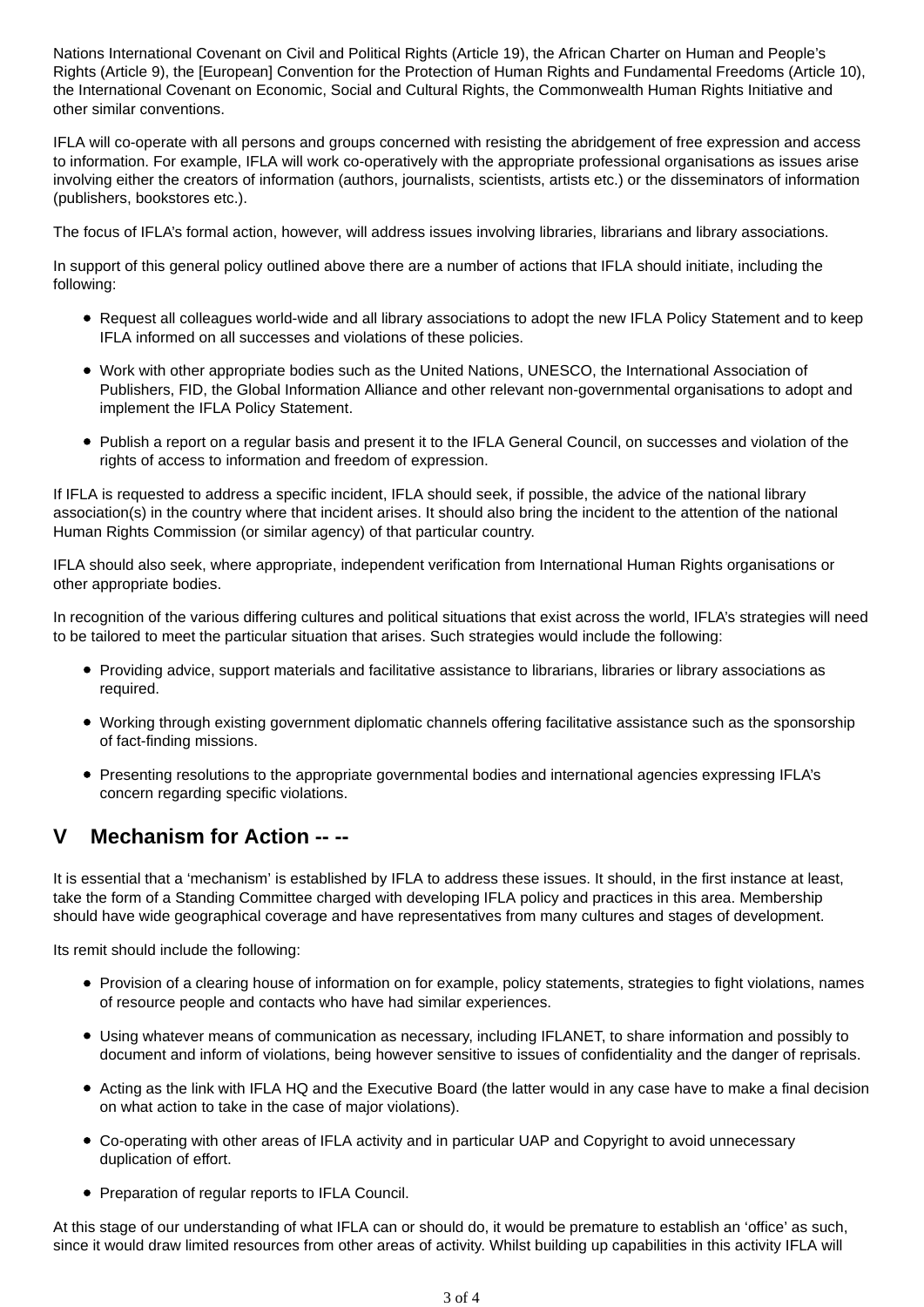Nations International Covenant on Civil and Political Rights (Article 19), the African Charter on Human and People's Rights (Article 9), the [European] Convention for the Protection of Human Rights and Fundamental Freedoms (Article 10), the International Covenant on Economic, Social and Cultural Rights, the Commonwealth Human Rights Initiative and other similar conventions.

IFLA will co-operate with all persons and groups concerned with resisting the abridgement of free expression and access to information. For example, IFLA will work co-operatively with the appropriate professional organisations as issues arise involving either the creators of information (authors, journalists, scientists, artists etc.) or the disseminators of information (publishers, bookstores etc.).

The focus of IFLA's formal action, however, will address issues involving libraries, librarians and library associations.

In support of this general policy outlined above there are a number of actions that IFLA should initiate, including the following:

- Request all colleagues world-wide and all library associations to adopt the new IFLA Policy Statement and to keep IFLA informed on all successes and violations of these policies.
- Work with other appropriate bodies such as the United Nations, UNESCO, the International Association of Publishers, FID, the Global Information Alliance and other relevant non-governmental organisations to adopt and implement the IFLA Policy Statement.
- Publish a report on a regular basis and present it to the IFLA General Council, on successes and violation of the rights of access to information and freedom of expression.

If IFLA is requested to address a specific incident, IFLA should seek, if possible, the advice of the national library association(s) in the country where that incident arises. It should also bring the incident to the attention of the national Human Rights Commission (or similar agency) of that particular country.

IFLA should also seek, where appropriate, independent verification from International Human Rights organisations or other appropriate bodies.

In recognition of the various differing cultures and political situations that exist across the world, IFLA's strategies will need to be tailored to meet the particular situation that arises. Such strategies would include the following:

- Providing advice, support materials and facilitative assistance to librarians, libraries or library associations as required.
- Working through existing government diplomatic channels offering facilitative assistance such as the sponsorship of fact-finding missions.
- Presenting resolutions to the appropriate governmental bodies and international agencies expressing IFLA's concern regarding specific violations.

## V Mechanism for Action -- --

It is essential that a 'mechanism' is established by IFLA to address these issues. It should, in the first instance at least, take the form of a Standing Committee charged with developing IFLA policy and practices in this area. Membership should have wide geographical coverage and have representatives from many cultures and stages of development.

Its remit should include the following:

- Provision of a clearing house of information on for example, policy statements, strategies to fight violations, names of resource people and contacts who have had similar experiences.
- Using whatever means of communication as necessary, including IFLANET, to share information and possibly to document and inform of violations, being however sensitive to issues of confidentiality and the danger of reprisals.
- Acting as the link with IFLA HQ and the Executive Board (the latter would in any case have to make a final decision on what action to take in the case of major violations).
- Co-operating with other areas of IFLA activity and in particular UAP and Copyright to avoid unnecessary duplication of effort.
- Preparation of regular reports to IFLA Council.

At this stage of our understanding of what IFLA can or should do, it would be premature to establish an 'office' as such, since it would draw limited resources from other areas of activity. Whilst building up capabilities in this activity IFLA will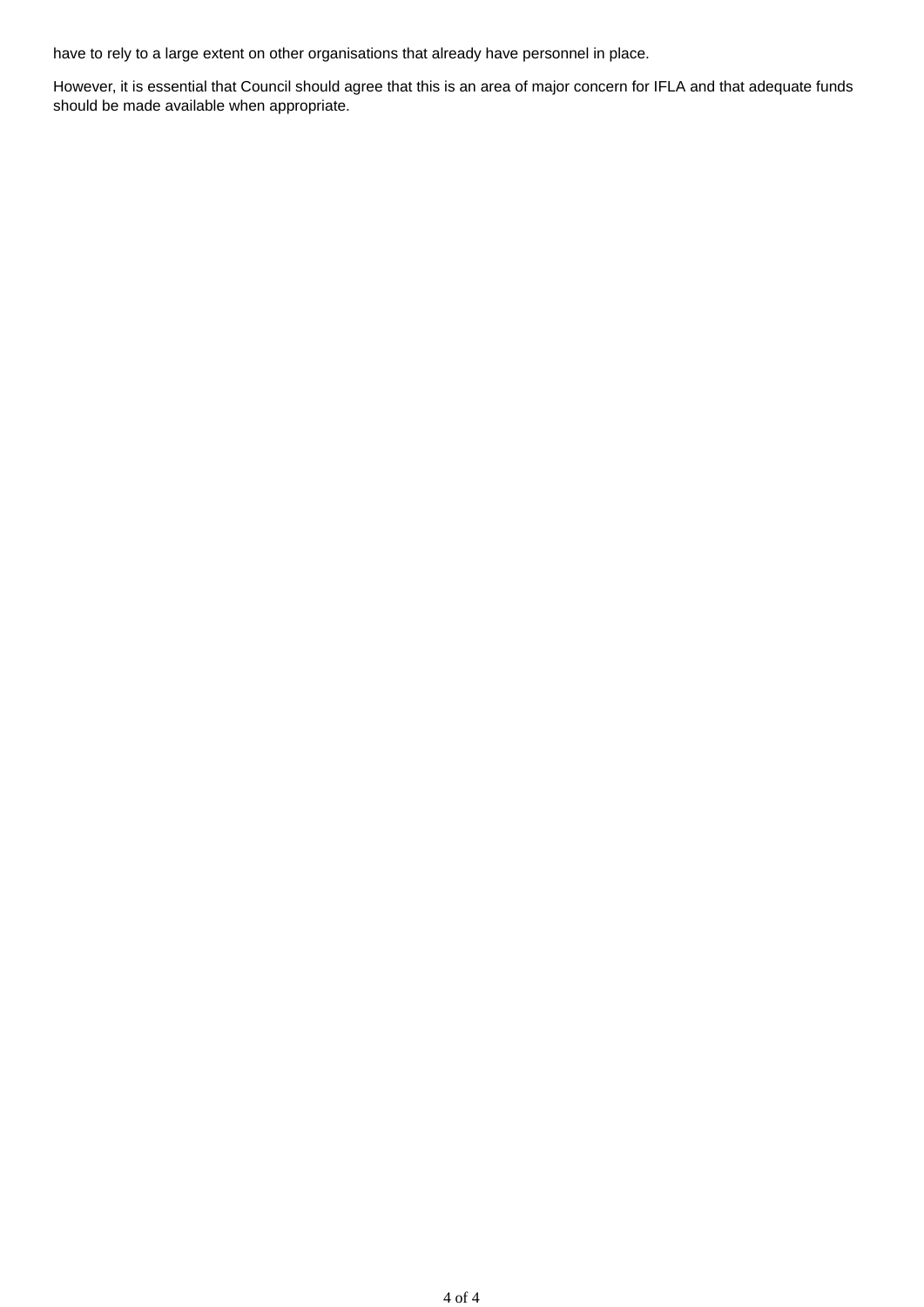have to rely to a large extent on other organisations that already have personnel in place.

However, it is essential that Council should agree that this is an area of major concern for IFLA and that adequate funds should be made available when appropriate.